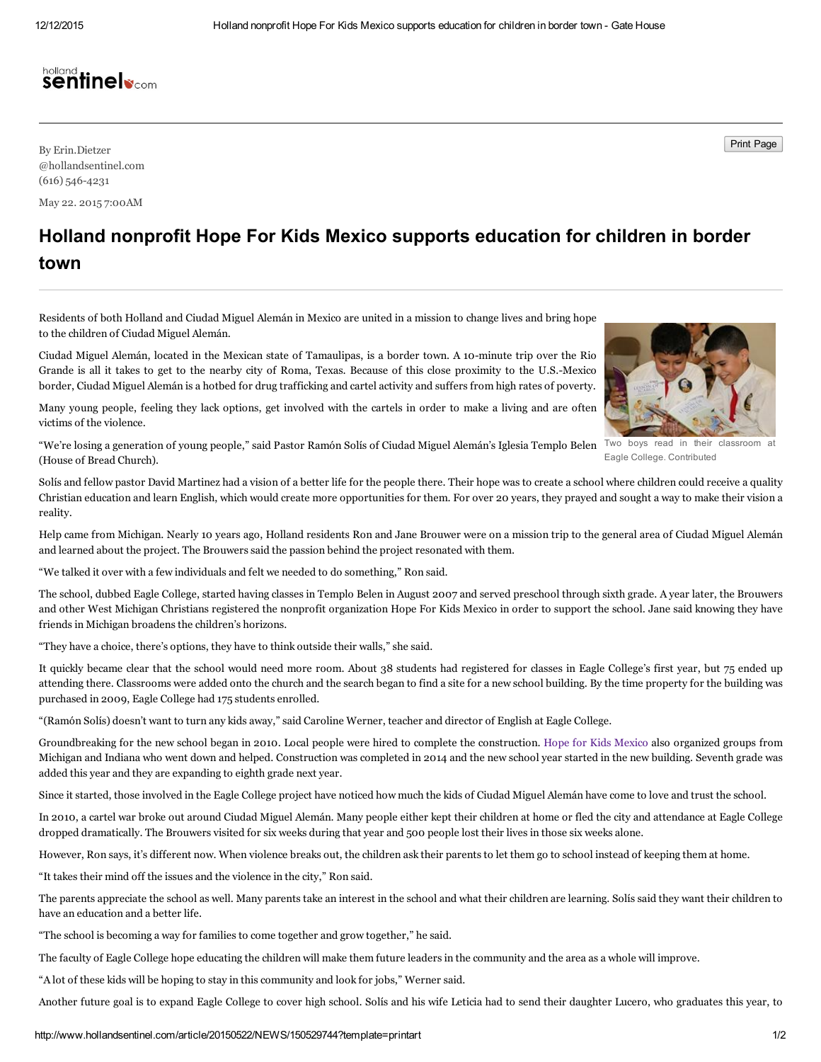By Erin.Dietzer
@hollandsentinel.com
(616) 546-4231

May 22. 2015 7:00AM

# Holland nonprofit Hope For Kids Mexico supports education for children in border town

Residents of both Holland and Ciudad Miguel Alemán in Mexico are united in a mission to change lives and bring hope to the children of Ciudad Miguel Alemán.

Ciudad Miguel Alemán, located in the Mexican state of Tamaulipas, is a border town. A 10-minute trip over the Rio Grande is all it takes to get to the nearby city of Roma, Texas. Because of this close proximity to the U.S.-Mexico border, Ciudad Miguel Alemán is a hotbed for drug trafficking and cartel activity and suffers from high rates of poverty.

Many young people, feeling they lack options, get involved with the cartels in order to make a living and are often victims of the violence.

Two boys read in their classroom at Eagle College. Contributed

"We're losing a generation of young people," said Pastor Ramón Solís of Ciudad Miguel Alemán's Iglesia Templo Belen (House of Bread Church).

Solís and fellow pastor David Martinez had a vision of a better life for the people there. Their hope was to create a school where children could receive a quality Christian education and learn English, which would create more opportunities for them. For over 20 years, they prayed and sought a way to make their vision a reality.

Help came from Michigan. Nearly 10 years ago, Holland residents Ron and Jane Brouwer were on a mission trip to the general area of Ciudad Miguel Alemán and learned about the project. The Brouwers said the passion behind the project resonated with them.

"We talked it over with a few individuals and felt we needed to do something," Ron said.

The school, dubbed Eagle College, started having classes in Templo Belen in August 2007 and served preschool through sixth grade. A year later, the Brouwers and other West Michigan Christians registered the nonprofit organization Hope For Kids Mexico in order to support the school. Jane said knowing they have friends in Michigan broadens the children's horizons.

"They have a choice, there's options, they have to think outside their walls," she said.

It quickly became clear that the school would need more room. About 38 students had registered for classes in Eagle College's first year, but 75 ended up attending there. Classrooms were added onto the church and the search began to find a site for a new school building. By the time property for the building was purchased in 2009, Eagle College had 175 students enrolled.

"(Ramón Solís) doesn't want to turn any kids away," said Caroline Werner, teacher and director of English at Eagle College.

Groundbreaking for the new school began in 2010. Local people were hired to complete the construction. Hope for Kids Mexico also organized groups from Michigan and Indiana who went down and helped. Construction was completed in 2014 and the new school year started in the new building. Seventh grade was added this year and they are expanding to eighth grade next year.

Since it started, those involved in the Eagle College project have noticed how much the kids of Ciudad Miguel Alemán have come to love and trust the school.

In 2010, a cartel war broke out around Ciudad Miguel Alemán. Many people either kept their children at home or fled the city and attendance at Eagle College dropped dramatically. The Brouwers visited for six weeks during that year and 500 people lost their lives in those six weeks alone.

However, Ron says, it's different now. When violence breaks out, the children ask their parents to let them go to school instead of keeping them at home.

"It takes their mind off the issues and the violence in the city," Ron said.

The parents appreciate the school as well. Many parents take an interest in the school and what their children are learning. Solís said they want their children to have an education and a better life.

"The school is becoming a way for families to come together and grow together," he said.

The faculty of Eagle College hope educating the children will make them future leaders in the community and the area as a whole will improve.

"A lot of these kids will be hoping to stay in this community and look for jobs," Werner said.

Another future goal is to expand Eagle College to cover high school. Solís and his wife Leticia had to send their daughter Lucero, who graduates this year, to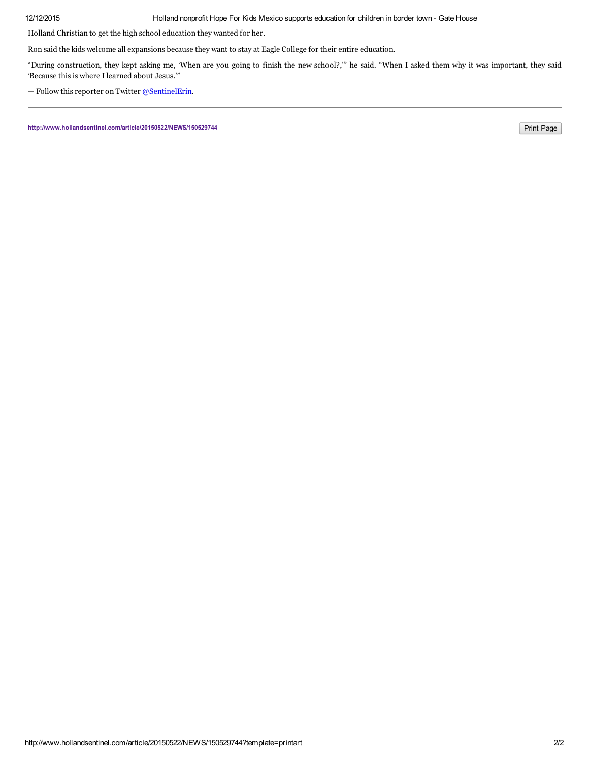Holland Christian to get the high school education they wanted for her.

Ron said the kids welcome all expansions because they want to stay at Eagle College for their entire education.

"During construction, they kept asking me, 'When are you going to finish the new school?,'" he said. "When I asked them why it was important, they said 'Because this is where I learned about Jesus.'"

— Follow this reporter on Twitter @SentinelErin.

---

http://www.hollandsentinel.com/article/20150522/NEWS/150529744